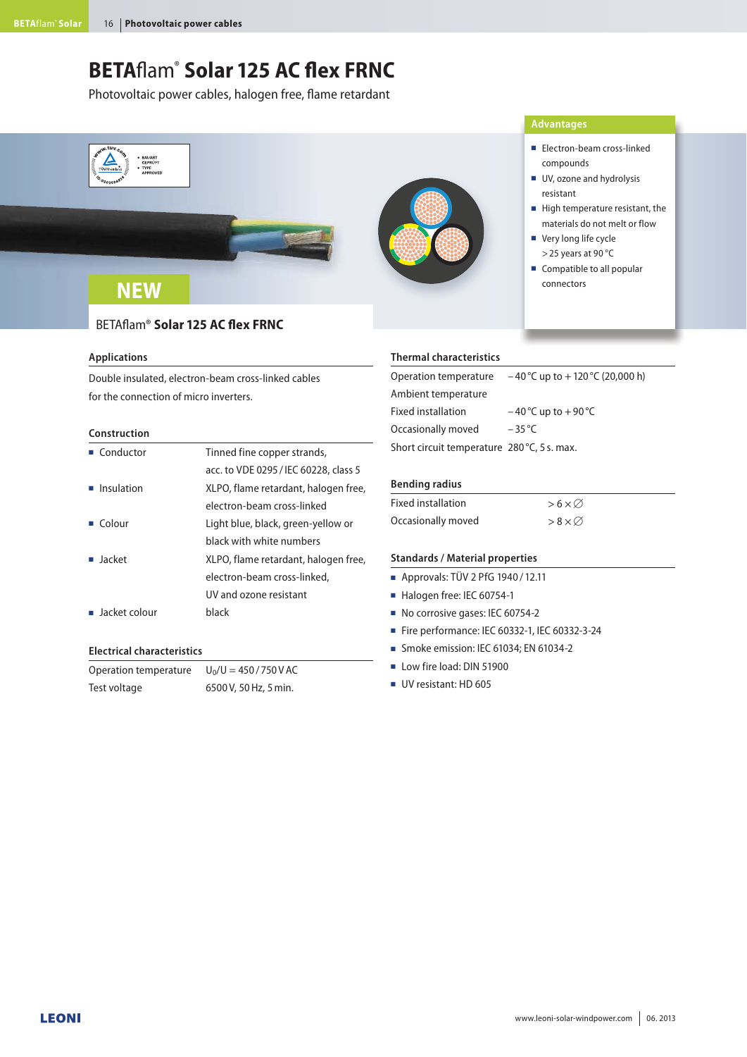# BETAflam® Solar 125 AC flex FRNC

Photovoltaic power cables, halogen free, flame retardant

### Advantages

- Electron-beam cross-linked compounds
- UV, ozone and hydrolysis resistant
- High temperature resistant, the materials do not melt or flow
- Very long life cycle > 25 years at 90 °C
- Compatible to all popular connectors

NEW

BETAflam® **Solar 125 AC flex FRNC**

## Applications

Double insulated, electron-beam cross-linked cables for the connection of micro inverters.

## Construction

| | |
|---|---|
| ■ Conductor | Tinned fine copper strands, acc. to VDE 0295 / IEC 60228, class 5 |
| ■ Insulation | XLPO, flame retardant, halogen free, electron-beam cross-linked |
| ■ Colour | Light blue, black, green-yellow or black with white numbers |
| ■ Jacket | XLPO, flame retardant, halogen free, electron-beam cross-linked, UV and ozone resistant |
| ■ Jacket colour | black |

## Electrical characteristics

| | |
|---|---|
| Operation temperature | $U_0/U$ = 450 / 750 V AC |
| Test voltage | 6500 V, 50 Hz, 5 min. |

## Thermal characteristics

| | |
|---|---|
| Operation temperature | – 40 °C up to + 120 °C (20,000 h) |
| Ambient temperature | |
| Fixed installation | – 40 °C up to + 90 °C |
| Occasionally moved | – 35 °C |
| Short circuit temperature | 280 °C, 5 s. max. |

## Bending radius

| | |
|---|---|
| Fixed installation | > 6 × ∅ |
| Occasionally moved | > 8 × ∅ |

## Standards / Material properties

- Approvals: TÜV 2 PfG 1940 / 12.11
- Halogen free: IEC 60754-1
- No corrosive gases: IEC 60754-2
- Fire performance: IEC 60332-1, IEC 60332-3-24
- Smoke emission: IEC 61034; EN 61034-2
- Low fire load: DIN 51900
- UV resistant: HD 605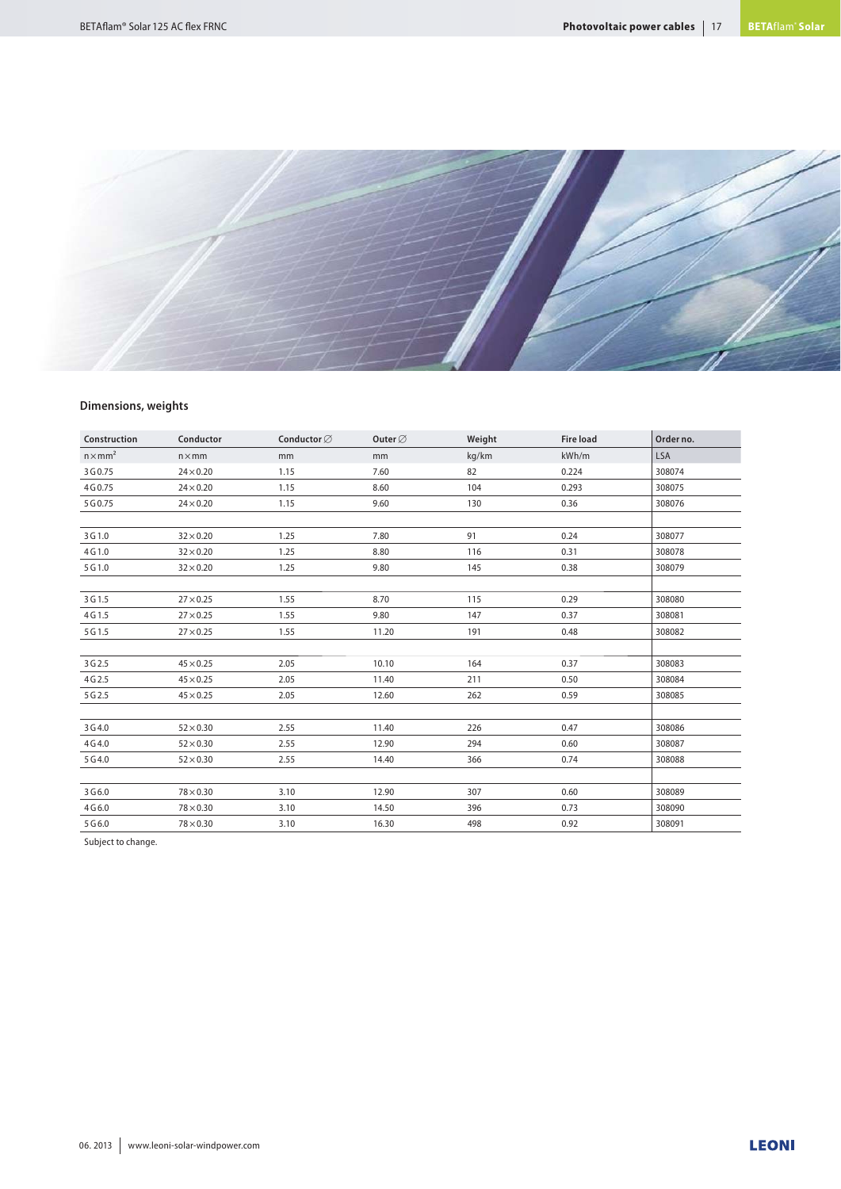## Dimensions, weights

| Construction | Conductor | Conductor ∅ | Outer ∅ | Weight | Fire load | Order no. |
|---|---|---|---|---|---|---|
| n × mm² | n × mm | mm | mm | kg/km | kWh/m | LSA |
| 3 G 0.75 | 24 × 0.20 | 1.15 | 7.60 | 82 | 0.224 | 308074 |
| 4 G 0.75 | 24 × 0.20 | 1.15 | 8.60 | 104 | 0.293 | 308075 |
| 5 G 0.75 | 24 × 0.20 | 1.15 | 9.60 | 130 | 0.36 | 308076 |
| | | | | | | |
| 3 G 1.0 | 32 × 0.20 | 1.25 | 7.80 | 91 | 0.24 | 308077 |
| 4 G 1.0 | 32 × 0.20 | 1.25 | 8.80 | 116 | 0.31 | 308078 |
| 5 G 1.0 | 32 × 0.20 | 1.25 | 9.80 | 145 | 0.38 | 308079 |
| | | | | | | |
| 3 G 1.5 | 27 × 0.25 | 1.55 | 8.70 | 115 | 0.29 | 308080 |
| 4 G 1.5 | 27 × 0.25 | 1.55 | 9.80 | 147 | 0.37 | 308081 |
| 5 G 1.5 | 27 × 0.25 | 1.55 | 11.20 | 191 | 0.48 | 308082 |
| | | | | | | |
| 3 G 2.5 | 45 × 0.25 | 2.05 | 10.10 | 164 | 0.37 | 308083 |
| 4 G 2.5 | 45 × 0.25 | 2.05 | 11.40 | 211 | 0.50 | 308084 |
| 5 G 2.5 | 45 × 0.25 | 2.05 | 12.60 | 262 | 0.59 | 308085 |
| | | | | | | |
| 3 G 4.0 | 52 × 0.30 | 2.55 | 11.40 | 226 | 0.47 | 308086 |
| 4 G 4.0 | 52 × 0.30 | 2.55 | 12.90 | 294 | 0.60 | 308087 |
| 5 G 4.0 | 52 × 0.30 | 2.55 | 14.40 | 366 | 0.74 | 308088 |
| | | | | | | |
| 3 G 6.0 | 78 × 0.30 | 3.10 | 12.90 | 307 | 0.60 | 308089 |
| 4 G 6.0 | 78 × 0.30 | 3.10 | 14.50 | 396 | 0.73 | 308090 |
| 5 G 6.0 | 78 × 0.30 | 3.10 | 16.30 | 498 | 0.92 | 308091 |

Subject to change.